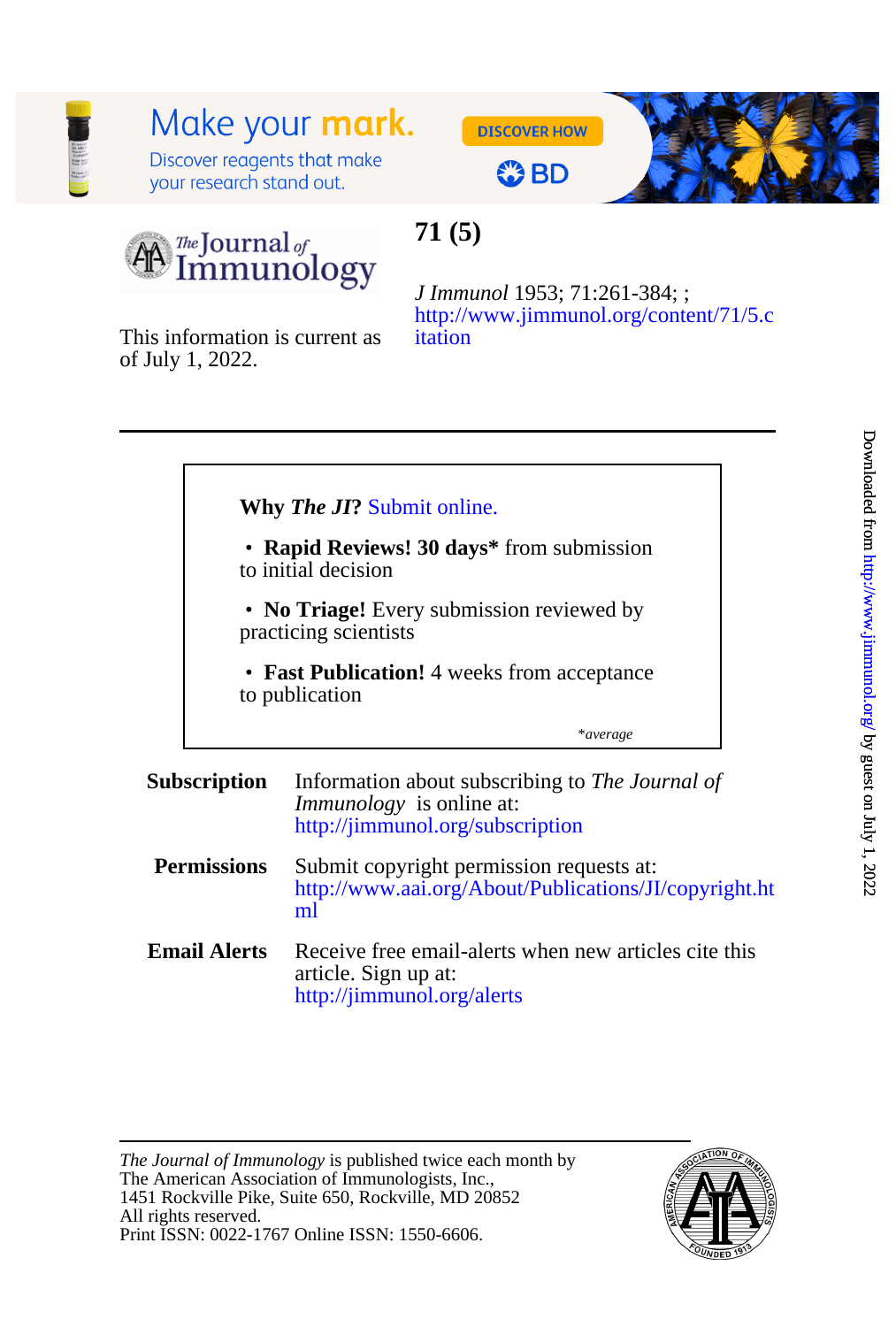# 71 (5)

*J Immunol* 1953; 71:261-384; ;
http://www.jimmunol.org/content/71/5.citation

This information is current as of July 1, 2022.

**Why *The JI*?** Submit online.

- **Rapid Reviews! 30 days*** from submission to initial decision
- **No Triage!** Every submission reviewed by practicing scientists
- **Fast Publication!** 4 weeks from acceptance to publication

**average*

**Subscription** Information about subscribing to *The Journal of Immunology* is online at: http://jimmunol.org/subscription

**Permissions** Submit copyright permission requests at: http://www.aai.org/About/Publications/JI/copyright.html

**Email Alerts** Receive free email-alerts when new articles cite this article. Sign up at: http://jimmunol.org/alerts

*The Journal of Immunology* is published twice each month by
The American Association of Immunologists, Inc.,
1451 Rockville Pike, Suite 650, Rockville, MD 20852
All rights reserved.
Print ISSN: 0022-1767 Online ISSN: 1550-6606.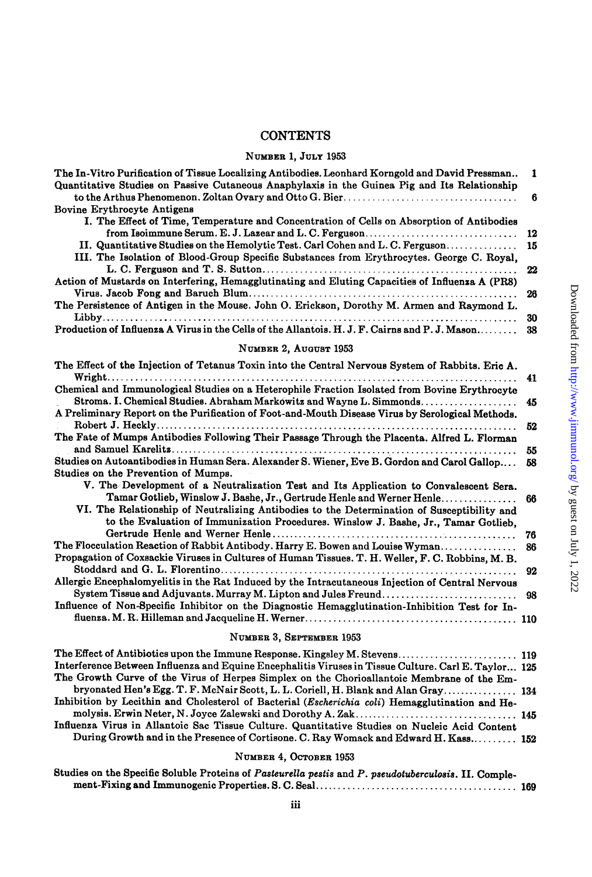# CONTENTS

## Number 1, July 1953

The In-Vitro Purification of Tissue Localizing Antibodies. Leonhard Korngold and David Pressman.. 1

Quantitative Studies on Passive Cutaneous Anaphylaxis in the Guinea Pig and Its Relationship to the Arthus Phenomenon. Zoltan Ovary and Otto G. Bier .......... 6

Bovine Erythrocyte Antigens

- I. The Effect of Time, Temperature and Concentration of Cells on Absorption of Antibodies from Isoimmune Serum. E. J. Lazear and L. C. Ferguson .......... 12
- II. Quantitative Studies on the Hemolytic Test. Carl Cohen and L. C. Ferguson .......... 15
- III. The Isolation of Blood-Group Specific Substances from Erythrocytes. George C. Royal, L. C. Ferguson and T. S. Sutton .......... 22

Action of Mustards on Interfering, Hemagglutinating and Eluting Capacities of Influenza A (PR8) Virus. Jacob Fong and Baruch Blum .......... 26

The Persistence of Antigen in the Mouse. John O. Erickson, Dorothy M. Armen and Raymond L. Libby .......... 30

Production of Influenza A Virus in the Cells of the Allantois. H. J. F. Cairns and P. J. Mason .......... 38

## Number 2, August 1953

The Effect of the Injection of Tetanus Toxin into the Central Nervous System of Rabbits. Eric A. Wright .......... 41

Chemical and Immunological Studies on a Heterophile Fraction Isolated from Bovine Erythrocyte Stroma. I. Chemical Studies. Abraham Markowitz and Wayne L. Simmonds .......... 45

A Preliminary Report on the Purification of Foot-and-Mouth Disease Virus by Serological Methods. Robert J. Heckly .......... 52

The Fate of Mumps Antibodies Following Their Passage Through the Placenta. Alfred L. Florman and Samuel Karelitz .......... 55

Studies on Autoantibodies in Human Sera. Alexander S. Wiener, Eve B. Gordon and Carol Gallop .... 58

Studies on the Prevention of Mumps.

- V. The Development of a Neutralization Test and Its Application to Convalescent Sera. Tamar Gotlieb, Winslow J. Bashe, Jr., Gertrude Henle and Werner Henle .......... 66
- VI. The Relationship of Neutralizing Antibodies to the Determination of Susceptibility and to the Evaluation of Immunization Procedures. Winslow J. Bashe, Jr., Tamar Gotlieb, Gertrude Henle and Werner Henle .......... 76

The Flocculation Reaction of Rabbit Antibody. Harry E. Bowen and Louise Wyman .......... 86

Propagation of Coxsackie Viruses in Cultures of Human Tissues. T. H. Weller, F. C. Robbins, M. B. Stoddard and G. L. Florentino .......... 92

Allergic Encephalomyelitis in the Rat Induced by the Intracutaneous Injection of Central Nervous System Tissue and Adjuvants. Murray M. Lipton and Jules Freund .......... 98

Influence of Non-Specific Inhibitor on the Diagnostic Hemagglutination-Inhibition Test for Influenza. M. R. Hilleman and Jacqueline H. Werner .......... 110

## Number 3, September 1953

The Effect of Antibiotics upon the Immune Response. Kingsley M. Stevens .......... 119

Interference Between Influenza and Equine Encephalitis Viruses in Tissue Culture. Carl E. Taylor ... 125

The Growth Curve of the Virus of Herpes Simplex on the Chorioallantoic Membrane of the Embryonated Hen's Egg. T. F. McNair Scott, L. L. Coriell, H. Blank and Alan Gray .......... 134

Inhibition by Lecithin and Cholesterol of Bacterial (*Escherichia coli*) Hemagglutination and Hemolysis. Erwin Neter, N. Joyce Zalewski and Dorothy A. Zak .......... 145

Influenza Virus in Allantoic Sac Tissue Culture. Quantitative Studies on Nucleic Acid Content During Growth and in the Presence of Cortisone. C. Ray Womack and Edward H. Kass .......... 152

## Number 4, October 1953

Studies on the Specific Soluble Proteins of *Pasteurella pestis* and *P. pseudotuberculosis*. II. Complement-Fixing and Immunogenic Properties. S. C. Seal .......... 169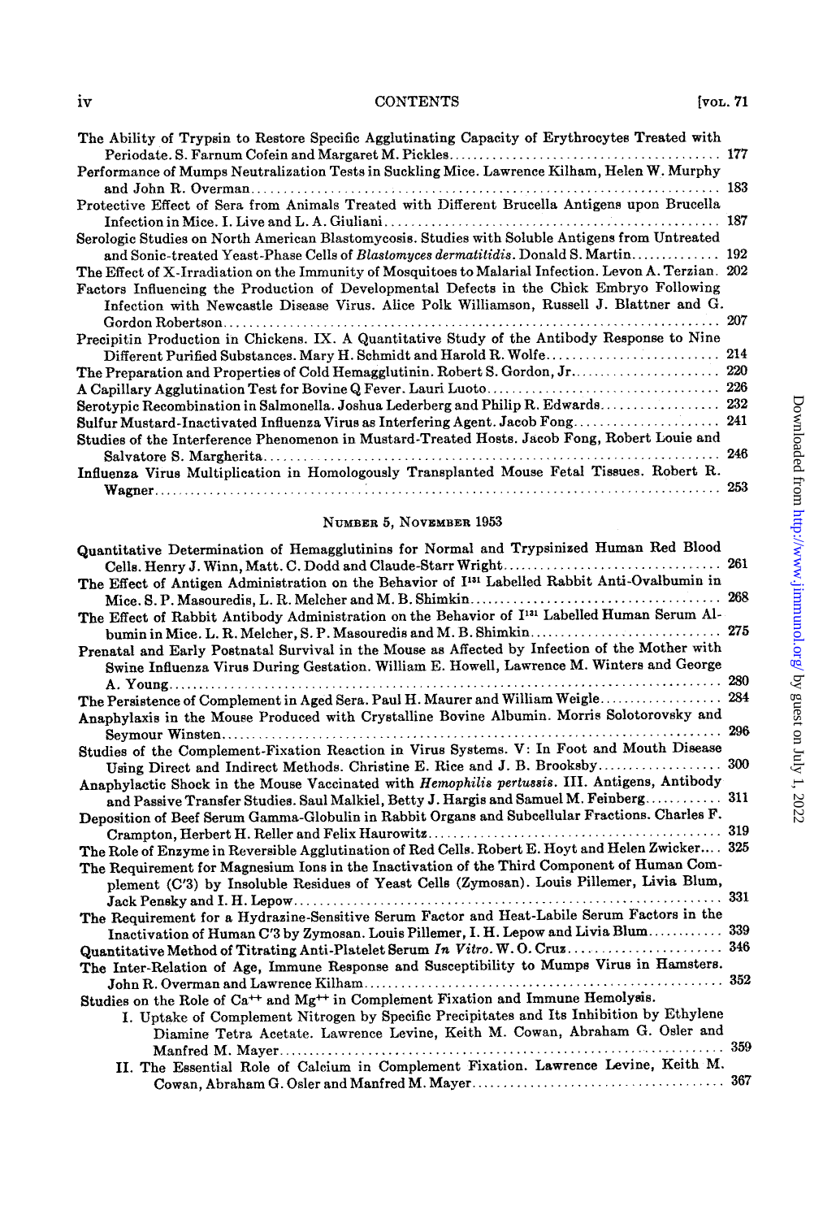The Ability of Trypsin to Restore Specific Agglutinating Capacity of Erythrocytes Treated with Periodate. S. Farnum Cofein and Margaret M. Pickles .......... 177

Performance of Mumps Neutralization Tests in Suckling Mice. Lawrence Kilham, Helen W. Murphy and John R. Overman .......... 183

Protective Effect of Sera from Animals Treated with Different Brucella Antigens upon Brucella Infection in Mice. I. Live and L. A. Giuliani .......... 187

Serologic Studies on North American Blastomycosis. Studies with Soluble Antigens from Untreated and Sonic-treated Yeast-Phase Cells of *Blastomyces dermatitidis*. Donald S. Martin .......... 192

The Effect of X-Irradiation on the Immunity of Mosquitoes to Malarial Infection. Levon A. Terzian. 202

Factors Influencing the Production of Developmental Defects in the Chick Embryo Following Infection with Newcastle Disease Virus. Alice Polk Williamson, Russell J. Blattner and G. Gordon Robertson .......... 207

Precipitin Production in Chickens. IX. A Quantitative Study of the Antibody Response to Nine Different Purified Substances. Mary H. Schmidt and Harold R. Wolfe .......... 214

The Preparation and Properties of Cold Hemagglutinin. Robert S. Gordon, Jr. .......... 220

A Capillary Agglutination Test for Bovine Q Fever. Lauri Luoto .......... 226

Serotypic Recombination in Salmonella. Joshua Lederberg and Philip R. Edwards .......... 232

Sulfur Mustard-Inactivated Influenza Virus as Interfering Agent. Jacob Fong .......... 241

Studies of the Interference Phenomenon in Mustard-Treated Hosts. Jacob Fong, Robert Louie and Salvatore S. Margherita .......... 246

Influenza Virus Multiplication in Homologously Transplanted Mouse Fetal Tissues. Robert R. Wagner .......... 253

## Number 5, November 1953

Quantitative Determination of Hemagglutinins for Normal and Trypsinized Human Red Blood Cells. Henry J. Winn, Matt. C. Dodd and Claude-Starr Wright .......... 261

The Effect of Antigen Administration on the Behavior of $I^{131}$ Labelled Rabbit Anti-Ovalbumin in Mice. S. P. Masouredis, L. R. Melcher and M. B. Shimkin .......... 268

The Effect of Rabbit Antibody Administration on the Behavior of $I^{131}$ Labelled Human Serum Albumin in Mice. L. R. Melcher, S. P. Masouredis and M. B. Shimkin .......... 275

Prenatal and Early Postnatal Survival in the Mouse as Affected by Infection of the Mother with Swine Influenza Virus During Gestation. William E. Howell, Lawrence M. Winters and George A. Young .......... 280

The Persistence of Complement in Aged Sera. Paul H. Maurer and William Weigle .......... 284

Anaphylaxis in the Mouse Produced with Crystalline Bovine Albumin. Morris Solotorovsky and Seymour Winsten .......... 296

Studies of the Complement-Fixation Reaction in Virus Systems. V: In Foot and Mouth Disease Using Direct and Indirect Methods. Christine E. Rice and J. B. Brooksby .......... 300

Anaphylactic Shock in the Mouse Vaccinated with *Hemophilis pertussis*. III. Antigens, Antibody and Passive Transfer Studies. Saul Malkiel, Betty J. Hargis and Samuel M. Feinberg .......... 311

Deposition of Beef Serum Gamma-Globulin in Rabbit Organs and Subcellular Fractions. Charles F. Crampton, Herbert H. Reller and Felix Haurowitz .......... 319

The Role of Enzyme in Reversible Agglutination of Red Cells. Robert E. Hoyt and Helen Zwicker .... 325

The Requirement for Magnesium Ions in the Inactivation of the Third Component of Human Complement (C'3) by Insoluble Residues of Yeast Cells (Zymosan). Louis Pillemer, Livia Blum, Jack Pensky and I. H. Lepow .......... 331

The Requirement for a Hydrazine-Sensitive Serum Factor and Heat-Labile Serum Factors in the Inactivation of Human C'3 by Zymosan. Louis Pillemer, I. H. Lepow and Livia Blum .......... 339

Quantitative Method of Titrating Anti-Platelet Serum *In Vitro*. W. O. Cruz .......... 346

The Inter-Relation of Age, Immune Response and Susceptibility to Mumps Virus in Hamsters. John R. Overman and Lawrence Kilham .......... 352

Studies on the Role of $Ca^{++}$ and $Mg^{++}$ in Complement Fixation and Immune Hemolysis.

- I. Uptake of Complement Nitrogen by Specific Precipitates and Its Inhibition by Ethylene Diamine Tetra Acetate. Lawrence Levine, Keith M. Cowan, Abraham G. Osler and Manfred M. Mayer .......... 359
- II. The Essential Role of Calcium in Complement Fixation. Lawrence Levine, Keith M. Cowan, Abraham G. Osler and Manfred M. Mayer .......... 367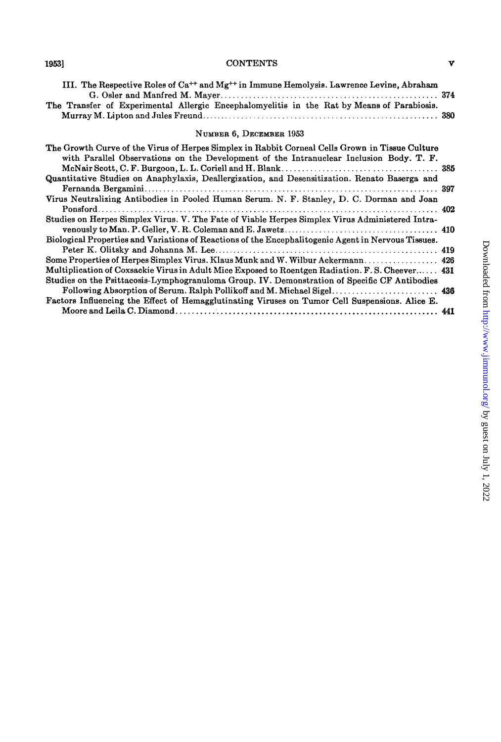III. The Respective Roles of $Ca^{++}$ and $Mg^{++}$ in Immune Hemolysis. Lawrence Levine, Abraham G. Osler and Manfred M. Mayer .......... 374

The Transfer of Experimental Allergic Encephalomyelitis in the Rat by Means of Parabiosis. Murray M. Lipton and Jules Freund .......... 380

## Number 6, December 1953

The Growth Curve of the Virus of Herpes Simplex in Rabbit Corneal Cells Grown in Tissue Culture with Parallel Observations on the Development of the Intranuclear Inclusion Body. T. F. McNair Scott, C. F. Burgoon, L. L. Coriell and H. Blank .......... 385

Quantitative Studies on Anaphylaxis, Deallergization, and Desensitization. Renato Baserga and Fernanda Bergamini .......... 397

Virus Neutralizing Antibodies in Pooled Human Serum. N. F. Stanley, D. C. Dorman and Joan Ponsford .......... 402

Studies on Herpes Simplex Virus. V. The Fate of Viable Herpes Simplex Virus Administered Intravenously to Man. P. Geller, V. R. Coleman and E. Jawetz .......... 410

Biological Properties and Variations of Reactions of the Encephalitogenic Agent in Nervous Tissues. Peter K. Olitsky and Johanna M. Lee .......... 419

Some Properties of Herpes Simplex Virus. Klaus Munk and W. Wilbur Ackermann .......... 426

Multiplication of Coxsackie Virus in Adult Mice Exposed to Roentgen Radiation. F. S. Cheever .......... 431

Studies on the Psittacosis-Lymphogranuloma Group. IV. Demonstration of Specific CF Antibodies Following Absorption of Serum. Ralph Pollikoff and M. Michael Sigel .......... 436

Factors Influencing the Effect of Hemagglutinating Viruses on Tumor Cell Suspensions. Alice E. Moore and Leila C. Diamond .......... 441